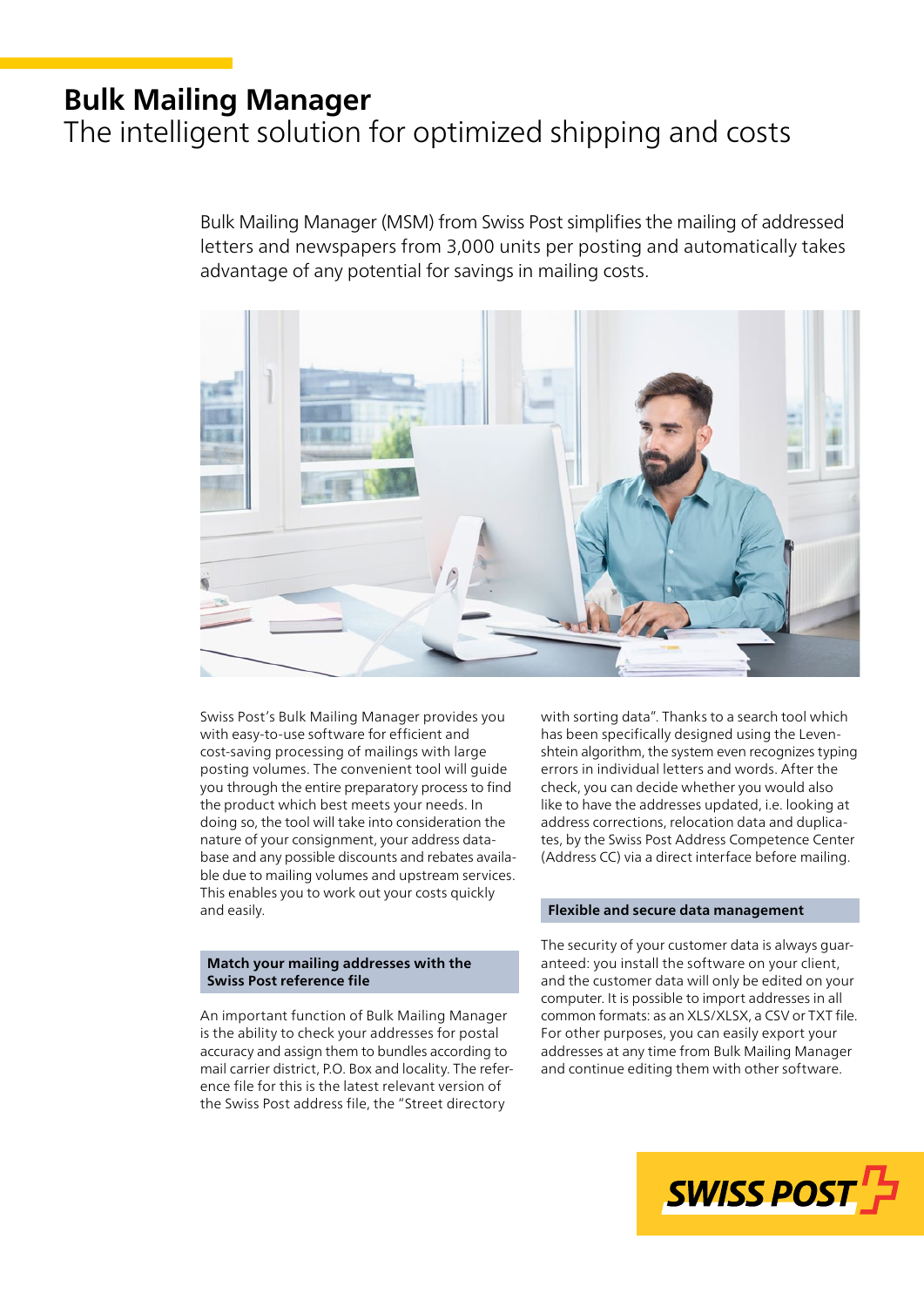# Bulk Mailing Manager

## The intelligent solution for optimized shipping and costs

Bulk Mailing Manager (MSM) from Swiss Post simplifies the mailing of addressed letters and newspapers from 3,000 units per posting and automatically takes advantage of any potential for savings in mailing costs.

Swiss Post's Bulk Mailing Manager provides you with easy-to-use software for efficient and cost-saving processing of mailings with large posting volumes. The convenient tool will guide you through the entire preparatory process to find the product which best meets your needs. In doing so, the tool will take into consideration the nature of your consignment, your address database and any possible discounts and rebates available due to mailing volumes and upstream services. This enables you to work out your costs quickly and easily.

### Match your mailing addresses with the Swiss Post reference file

An important function of Bulk Mailing Manager is the ability to check your addresses for postal accuracy and assign them to bundles according to mail carrier district, P.O. Box and locality. The reference file for this is the latest relevant version of the Swiss Post address file, the "Street directory with sorting data". Thanks to a search tool which has been specifically designed using the Levenshtein algorithm, the system even recognizes typing errors in individual letters and words. After the check, you can decide whether you would also like to have the addresses updated, i.e. looking at address corrections, relocation data and duplicates, by the Swiss Post Address Competence Center (Address CC) via a direct interface before mailing.

### Flexible and secure data management

The security of your customer data is always guaranteed: you install the software on your client, and the customer data will only be edited on your computer. It is possible to import addresses in all common formats: as an XLS/XLSX, a CSV or TXT file. For other purposes, you can easily export your addresses at any time from Bulk Mailing Manager and continue editing them with other software.

SWISS POST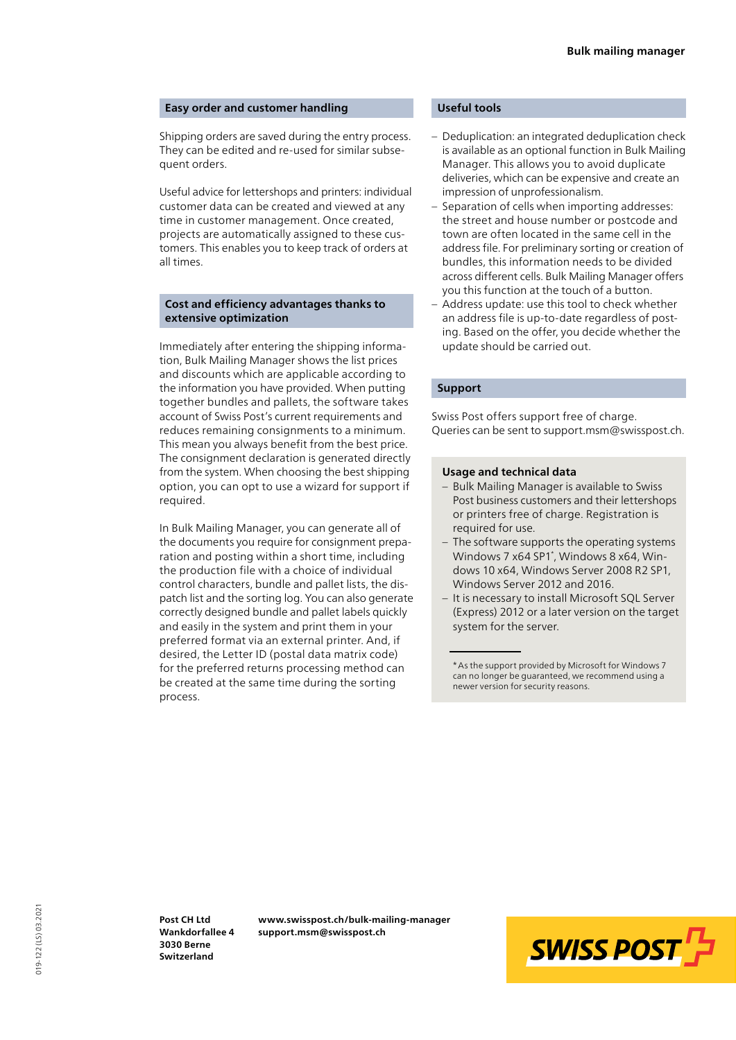## Easy order and customer handling

Shipping orders are saved during the entry process. They can be edited and re-used for similar subsequent orders.

Useful advice for lettershops and printers: individual customer data can be created and viewed at any time in customer management. Once created, projects are automatically assigned to these customers. This enables you to keep track of orders at all times.

## Cost and efficiency advantages thanks to extensive optimization

Immediately after entering the shipping information, Bulk Mailing Manager shows the list prices and discounts which are applicable according to the information you have provided. When putting together bundles and pallets, the software takes account of Swiss Post's current requirements and reduces remaining consignments to a minimum. This mean you always benefit from the best price. The consignment declaration is generated directly from the system. When choosing the best shipping option, you can opt to use a wizard for support if required.

In Bulk Mailing Manager, you can generate all of the documents you require for consignment preparation and posting within a short time, including the production file with a choice of individual control characters, bundle and pallet lists, the dispatch list and the sorting log. You can also generate correctly designed bundle and pallet labels quickly and easily in the system and print them in your preferred format via an external printer. And, if desired, the Letter ID (postal data matrix code) for the preferred returns processing method can be created at the same time during the sorting process.

## Useful tools

- Deduplication: an integrated deduplication check is available as an optional function in Bulk Mailing Manager. This allows you to avoid duplicate deliveries, which can be expensive and create an impression of unprofessionalism.
- Separation of cells when importing addresses: the street and house number or postcode and town are often located in the same cell in the address file. For preliminary sorting or creation of bundles, this information needs to be divided across different cells. Bulk Mailing Manager offers you this function at the touch of a button.
- Address update: use this tool to check whether an address file is up-to-date regardless of posting. Based on the offer, you decide whether the update should be carried out.

## Support

Swiss Post offers support free of charge. Queries can be sent to support.msm@swisspost.ch.

### Usage and technical data

- Bulk Mailing Manager is available to Swiss Post business customers and their lettershops or printers free of charge. Registration is required for use.
- The software supports the operating systems Windows 7 x64 SP1*, Windows 8 x64, Windows 10 x64, Windows Server 2008 R2 SP1, Windows Server 2012 and 2016.
- It is necessary to install Microsoft SQL Server (Express) 2012 or a later version on the target system for the server.

*As the support provided by Microsoft for Windows 7 can no longer be guaranteed, we recommend using a newer version for security reasons.

**Post CH Ltd**
**Wankdorfallee 4**
**3030 Berne**
**Switzerland**

**www.swisspost.ch/bulk-mailing-manager**
**support.msm@swisspost.ch**

019-122 (LS) 03.2021